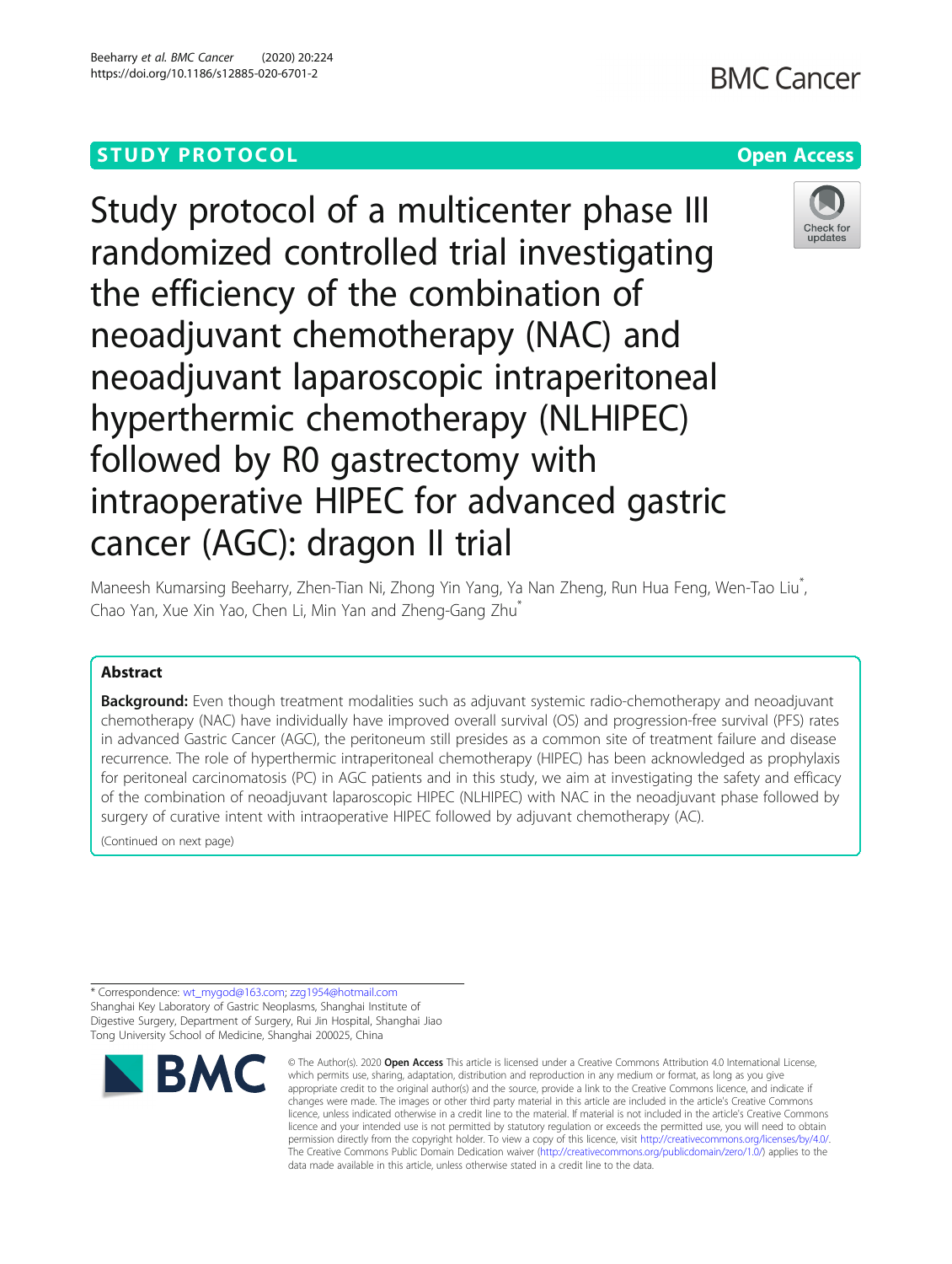STUDY PROTOCOL

Open Access

# Study protocol of a multicenter phase III randomized controlled trial investigating the efficiency of the combination of neoadjuvant chemotherapy (NAC) and neoadjuvant laparoscopic intraperitoneal hyperthermic chemotherapy (NLHIPEC) followed by R0 gastrectomy with intraoperative HIPEC for advanced gastric cancer (AGC): dragon II trial

Maneesh Kumarsing Beeharry, Zhen-Tian Ni, Zhong Yin Yang, Ya Nan Zheng, Run Hua Feng, Wen-Tao Liu*, Chao Yan, Xue Xin Yao, Chen Li, Min Yan and Zheng-Gang Zhu*

## Abstract

**Background:** Even though treatment modalities such as adjuvant systemic radio-chemotherapy and neoadjuvant chemotherapy (NAC) have individually have improved overall survival (OS) and progression-free survival (PFS) rates in advanced Gastric Cancer (AGC), the peritoneum still presides as a common site of treatment failure and disease recurrence. The role of hyperthermic intraperitoneal chemotherapy (HIPEC) has been acknowledged as prophylaxis for peritoneal carcinomatosis (PC) in AGC patients and in this study, we aim at investigating the safety and efficacy of the combination of neoadjuvant laparoscopic HIPEC (NLHIPEC) with NAC in the neoadjuvant phase followed by surgery of curative intent with intraoperative HIPEC followed by adjuvant chemotherapy (AC).

(Continued on next page)

* Correspondence: wt_mygod@163.com; zzg1954@hotmail.com
Shanghai Key Laboratory of Gastric Neoplasms, Shanghai Institute of Digestive Surgery, Department of Surgery, Rui Jin Hospital, Shanghai Jiao Tong University School of Medicine, Shanghai 200025, China

© The Author(s). 2020 **Open Access** This article is licensed under a Creative Commons Attribution 4.0 International License, which permits use, sharing, adaptation, distribution and reproduction in any medium or format, as long as you give appropriate credit to the original author(s) and the source, provide a link to the Creative Commons licence, and indicate if changes were made. The images or other third party material in this article are included in the article's Creative Commons licence, unless indicated otherwise in a credit line to the material. If material is not included in the article's Creative Commons licence and your intended use is not permitted by statutory regulation or exceeds the permitted use, you will need to obtain permission directly from the copyright holder. To view a copy of this licence, visit http://creativecommons.org/licenses/by/4.0/. The Creative Commons Public Domain Dedication waiver (http://creativecommons.org/publicdomain/zero/1.0/) applies to the data made available in this article, unless otherwise stated in a credit line to the data.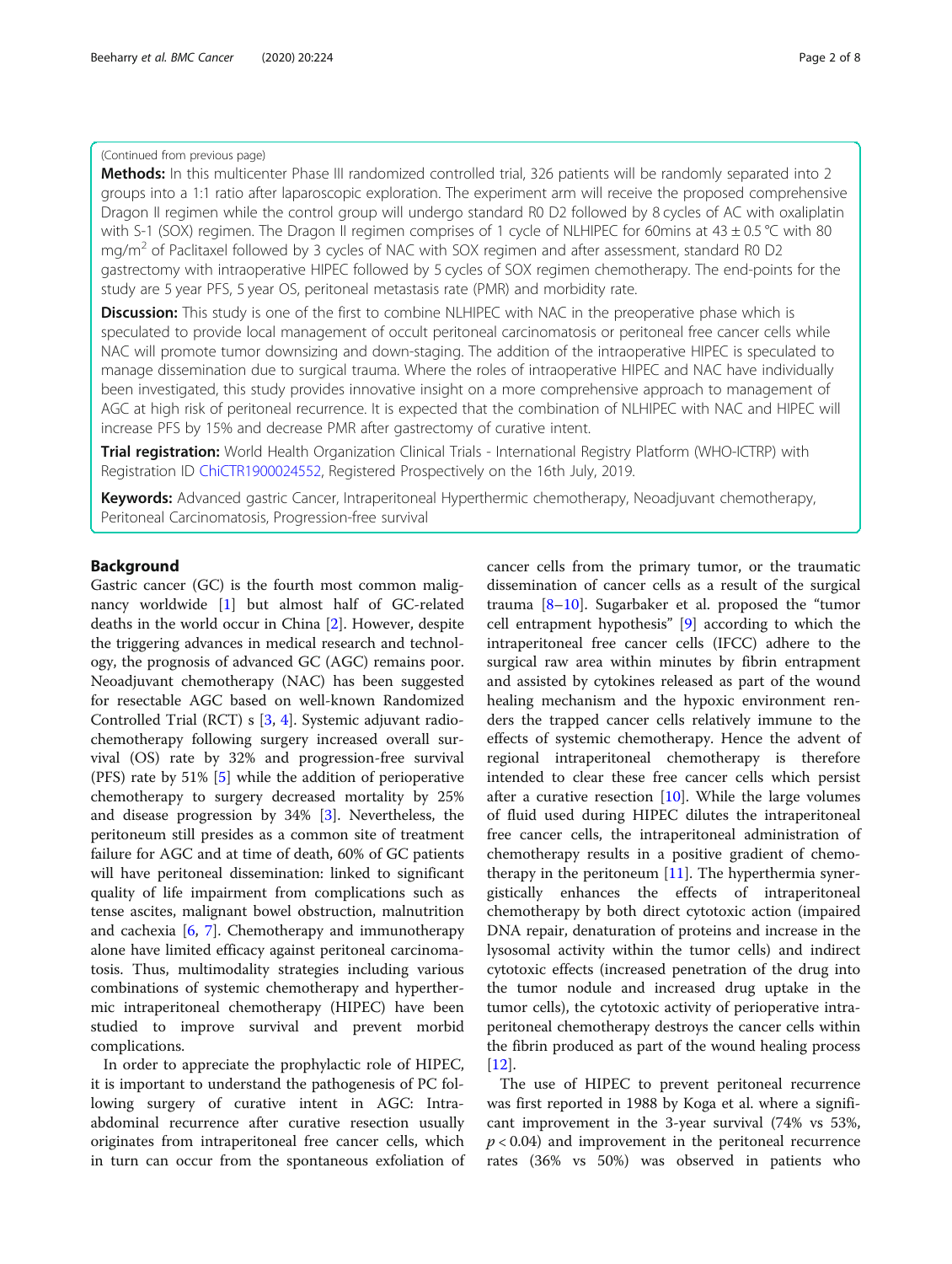(Continued from previous page)

**Methods:** In this multicenter Phase III randomized controlled trial, 326 patients will be randomly separated into 2 groups into a 1:1 ratio after laparoscopic exploration. The experiment arm will receive the proposed comprehensive Dragon II regimen while the control group will undergo standard R0 D2 followed by 8 cycles of AC with oxaliplatin with S-1 (SOX) regimen. The Dragon II regimen comprises of 1 cycle of NLHIPEC for 60mins at 43 ± 0.5 °C with 80 mg/m$^2$ of Paclitaxel followed by 3 cycles of NAC with SOX regimen and after assessment, standard R0 D2 gastrectomy with intraoperative HIPEC followed by 5 cycles of SOX regimen chemotherapy. The end-points for the study are 5 year PFS, 5 year OS, peritoneal metastasis rate (PMR) and morbidity rate.

**Discussion:** This study is one of the first to combine NLHIPEC with NAC in the preoperative phase which is speculated to provide local management of occult peritoneal carcinomatosis or peritoneal free cancer cells while NAC will promote tumor downsizing and down-staging. The addition of the intraoperative HIPEC is speculated to manage dissemination due to surgical trauma. Where the roles of intraoperative HIPEC and NAC have individually been investigated, this study provides innovative insight on a more comprehensive approach to management of AGC at high risk of peritoneal recurrence. It is expected that the combination of NLHIPEC with NAC and HIPEC will increase PFS by 15% and decrease PMR after gastrectomy of curative intent.

**Trial registration:** World Health Organization Clinical Trials - International Registry Platform (WHO-ICTRP) with Registration ID ChiCTR1900024552, Registered Prospectively on the 16th July, 2019.

**Keywords:** Advanced gastric Cancer, Intraperitoneal Hyperthermic chemotherapy, Neoadjuvant chemotherapy, Peritoneal Carcinomatosis, Progression-free survival

## Background

Gastric cancer (GC) is the fourth most common malignancy worldwide [1] but almost half of GC-related deaths in the world occur in China [2]. However, despite the triggering advances in medical research and technology, the prognosis of advanced GC (AGC) remains poor. Neoadjuvant chemotherapy (NAC) has been suggested for resectable AGC based on well-known Randomized Controlled Trial (RCT) s [3, 4]. Systemic adjuvant radio-chemotherapy following surgery increased overall survival (OS) rate by 32% and progression-free survival (PFS) rate by 51% [5] while the addition of perioperative chemotherapy to surgery decreased mortality by 25% and disease progression by 34% [3]. Nevertheless, the peritoneum still presides as a common site of treatment failure for AGC and at time of death, 60% of GC patients will have peritoneal dissemination: linked to significant quality of life impairment from complications such as tense ascites, malignant bowel obstruction, malnutrition and cachexia [6, 7]. Chemotherapy and immunotherapy alone have limited efficacy against peritoneal carcinomatosis. Thus, multimodality strategies including various combinations of systemic chemotherapy and hyperthermic intraperitoneal chemotherapy (HIPEC) have been studied to improve survival and prevent morbid complications.

In order to appreciate the prophylactic role of HIPEC, it is important to understand the pathogenesis of PC following surgery of curative intent in AGC: Intra-abdominal recurrence after curative resection usually originates from intraperitoneal free cancer cells, which in turn can occur from the spontaneous exfoliation of cancer cells from the primary tumor, or the traumatic dissemination of cancer cells as a result of the surgical trauma [8–10]. Sugarbaker et al. proposed the "tumor cell entrapment hypothesis" [9] according to which the intraperitoneal free cancer cells (IFCC) adhere to the surgical raw area within minutes by fibrin entrapment and assisted by cytokines released as part of the wound healing mechanism and the hypoxic environment renders the trapped cancer cells relatively immune to the effects of systemic chemotherapy. Hence the advent of regional intraperitoneal chemotherapy is therefore intended to clear these free cancer cells which persist after a curative resection [10]. While the large volumes of fluid used during HIPEC dilutes the intraperitoneal free cancer cells, the intraperitoneal administration of chemotherapy results in a positive gradient of chemotherapy in the peritoneum [11]. The hyperthermia synergistically enhances the effects of intraperitoneal chemotherapy by both direct cytotoxic action (impaired DNA repair, denaturation of proteins and increase in the lysosomal activity within the tumor cells) and indirect cytotoxic effects (increased penetration of the drug into the tumor nodule and increased drug uptake in the tumor cells), the cytotoxic activity of perioperative intraperitoneal chemotherapy destroys the cancer cells within the fibrin produced as part of the wound healing process [12].

The use of HIPEC to prevent peritoneal recurrence was first reported in 1988 by Koga et al. where a significant improvement in the 3-year survival (74% vs 53%, $p < 0.04$) and improvement in the peritoneal recurrence rates (36% vs 50%) was observed in patients who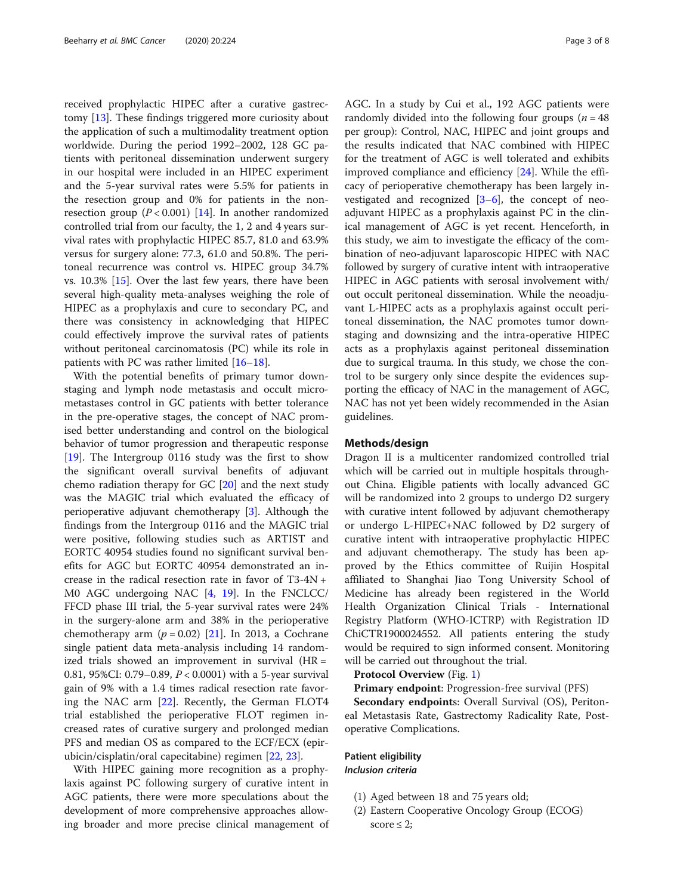received prophylactic HIPEC after a curative gastrectomy [13]. These findings triggered more curiosity about the application of such a multimodality treatment option worldwide. During the period 1992–2002, 128 GC patients with peritoneal dissemination underwent surgery in our hospital were included in an HIPEC experiment and the 5-year survival rates were 5.5% for patients in the resection group and 0% for patients in the non-resection group ($P < 0.001$) [14]. In another randomized controlled trial from our faculty, the 1, 2 and 4 years survival rates with prophylactic HIPEC 85.7, 81.0 and 63.9% versus for surgery alone: 77.3, 61.0 and 50.8%. The peritoneal recurrence was control vs. HIPEC group 34.7% vs. 10.3% [15]. Over the last few years, there have been several high-quality meta-analyses weighing the role of HIPEC as a prophylaxis and cure to secondary PC, and there was consistency in acknowledging that HIPEC could effectively improve the survival rates of patients without peritoneal carcinomatosis (PC) while its role in patients with PC was rather limited [16–18].

With the potential benefits of primary tumor downstaging and lymph node metastasis and occult micrometastases control in GC patients with better tolerance in the pre-operative stages, the concept of NAC promised better understanding and control on the biological behavior of tumor progression and therapeutic response [19]. The Intergroup 0116 study was the first to show the significant overall survival benefits of adjuvant chemo radiation therapy for GC [20] and the next study was the MAGIC trial which evaluated the efficacy of perioperative adjuvant chemotherapy [3]. Although the findings from the Intergroup 0116 and the MAGIC trial were positive, following studies such as ARTIST and EORTC 40954 studies found no significant survival benefits for AGC but EORTC 40954 demonstrated an increase in the radical resection rate in favor of T3-4N + M0 AGC undergoing NAC [4, 19]. In the FNCLCC/FFCD phase III trial, the 5-year survival rates were 24% in the surgery-alone arm and 38% in the perioperative chemotherapy arm ($p = 0.02$) [21]. In 2013, a Cochrane single patient data meta-analysis including 14 randomized trials showed an improvement in survival (HR = 0.81, 95%CI: 0.79–0.89, $P < 0.0001$) with a 5-year survival gain of 9% with a 1.4 times radical resection rate favoring the NAC arm [22]. Recently, the German FLOT4 trial established the perioperative FLOT regimen increased rates of curative surgery and prolonged median PFS and median OS as compared to the ECF/ECX (epirubicin/cisplatin/oral capecitabine) regimen [22, 23].

With HIPEC gaining more recognition as a prophylaxis against PC following surgery of curative intent in AGC patients, there were more speculations about the development of more comprehensive approaches allowing broader and more precise clinical management of AGC. In a study by Cui et al., 192 AGC patients were randomly divided into the following four groups ($n = 48$ per group): Control, NAC, HIPEC and joint groups and the results indicated that NAC combined with HIPEC for the treatment of AGC is well tolerated and exhibits improved compliance and efficiency [24]. While the efficacy of perioperative chemotherapy has been largely investigated and recognized [3–6], the concept of neo-adjuvant HIPEC as a prophylaxis against PC in the clinical management of AGC is yet recent. Henceforth, in this study, we aim to investigate the efficacy of the combination of neo-adjuvant laparoscopic HIPEC with NAC followed by surgery of curative intent with intraoperative HIPEC in AGC patients with serosal involvement with/out occult peritoneal dissemination. While the neoadjuvant L-HIPEC acts as a prophylaxis against occult peritoneal dissemination, the NAC promotes tumor downstaging and downsizing and the intra-operative HIPEC acts as a prophylaxis against peritoneal dissemination due to surgical trauma. In this study, we chose the control to be surgery only since despite the evidences supporting the efficacy of NAC in the management of AGC, NAC has not yet been widely recommended in the Asian guidelines.

## Methods/design

Dragon II is a multicenter randomized controlled trial which will be carried out in multiple hospitals throughout China. Eligible patients with locally advanced GC will be randomized into 2 groups to undergo D2 surgery with curative intent followed by adjuvant chemotherapy or undergo L-HIPEC+NAC followed by D2 surgery of curative intent with intraoperative prophylactic HIPEC and adjuvant chemotherapy. The study has been approved by the Ethics committee of Ruijin Hospital affiliated to Shanghai Jiao Tong University School of Medicine has already been registered in the World Health Organization Clinical Trials - International Registry Platform (WHO-ICTRP) with Registration ID ChiCTR1900024552. All patients entering the study would be required to sign informed consent. Monitoring will be carried out throughout the trial.

**Protocol Overview** (Fig. 1)

**Primary endpoint**: Progression-free survival (PFS)

**Secondary endpoints**: Overall Survival (OS), Peritoneal Metastasis Rate, Gastrectomy Radicality Rate, Postoperative Complications.

### Patient eligibility

#### *Inclusion criteria*

(1) Aged between 18 and 75 years old;
(2) Eastern Cooperative Oncology Group (ECOG) score ≤ 2;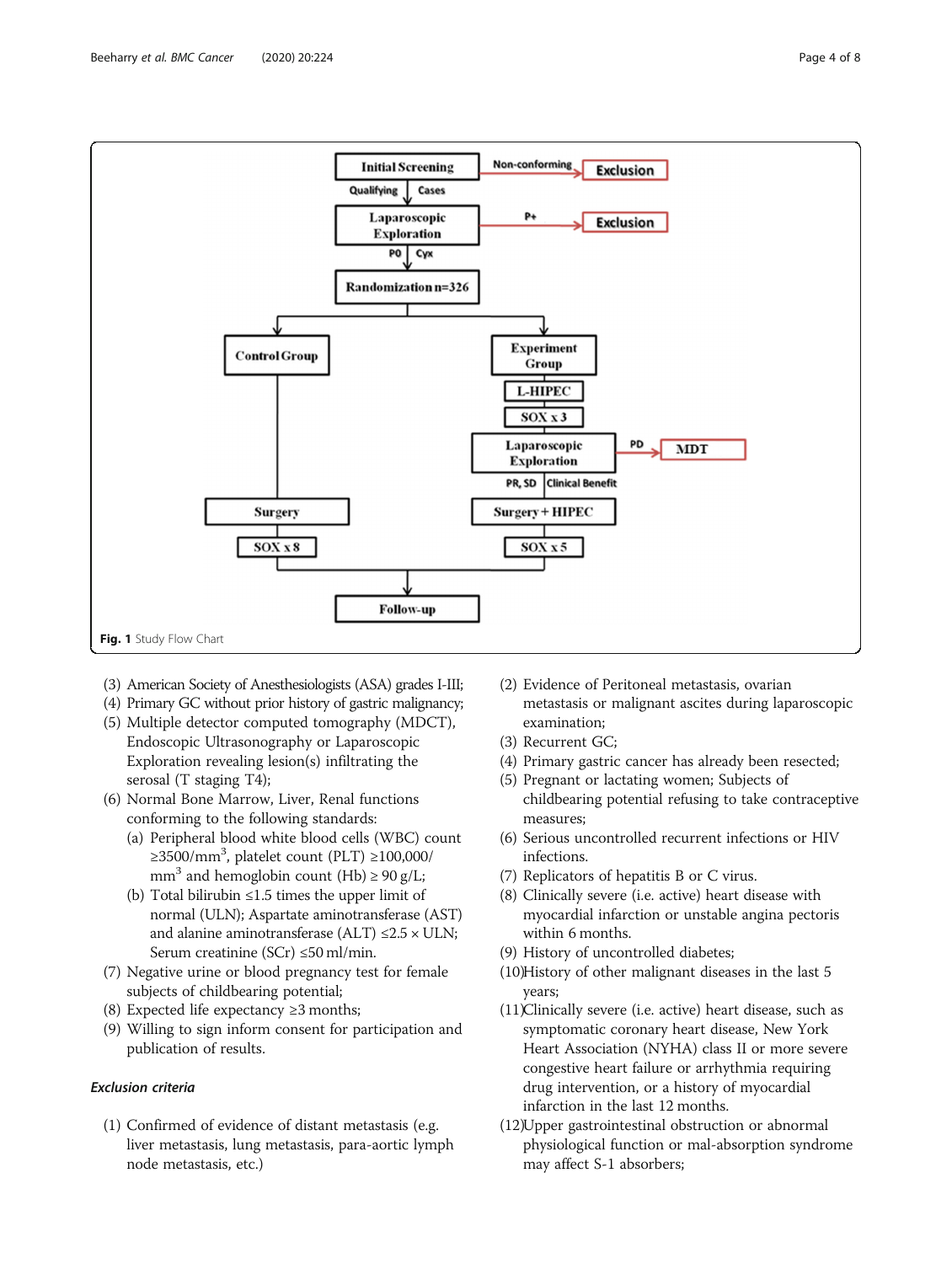Fig. 1 Study Flow Chart

(3) American Society of Anesthesiologists (ASA) grades I-III;
(4) Primary GC without prior history of gastric malignancy;
(5) Multiple detector computed tomography (MDCT), Endoscopic Ultrasonography or Laparoscopic Exploration revealing lesion(s) infiltrating the serosal (T staging T4);
(6) Normal Bone Marrow, Liver, Renal functions conforming to the following standards:
   (a) Peripheral blood white blood cells (WBC) count ≥3500/mm$^3$, platelet count (PLT) ≥100,000/mm$^3$ and hemoglobin count (Hb) ≥ 90 g/L;
   (b) Total bilirubin ≤1.5 times the upper limit of normal (ULN); Aspartate aminotransferase (AST) and alanine aminotransferase (ALT) ≤2.5 × ULN; Serum creatinine (SCr) ≤50 ml/min.
(7) Negative urine or blood pregnancy test for female subjects of childbearing potential;
(8) Expected life expectancy ≥3 months;
(9) Willing to sign inform consent for participation and publication of results.

### *Exclusion criteria*

(1) Confirmed of evidence of distant metastasis (e.g. liver metastasis, lung metastasis, para-aortic lymph node metastasis, etc.)
(2) Evidence of Peritoneal metastasis, ovarian metastasis or malignant ascites during laparoscopic examination;
(3) Recurrent GC;
(4) Primary gastric cancer has already been resected;
(5) Pregnant or lactating women; Subjects of childbearing potential refusing to take contraceptive measures;
(6) Serious uncontrolled recurrent infections or HIV infections.
(7) Replicators of hepatitis B or C virus.
(8) Clinically severe (i.e. active) heart disease with myocardial infarction or unstable angina pectoris within 6 months.
(9) History of uncontrolled diabetes;
(10) History of other malignant diseases in the last 5 years;
(11) Clinically severe (i.e. active) heart disease, such as symptomatic coronary heart disease, New York Heart Association (NYHA) class II or more severe congestive heart failure or arrhythmia requiring drug intervention, or a history of myocardial infarction in the last 12 months.
(12) Upper gastrointestinal obstruction or abnormal physiological function or mal-absorption syndrome may affect S-1 absorbers;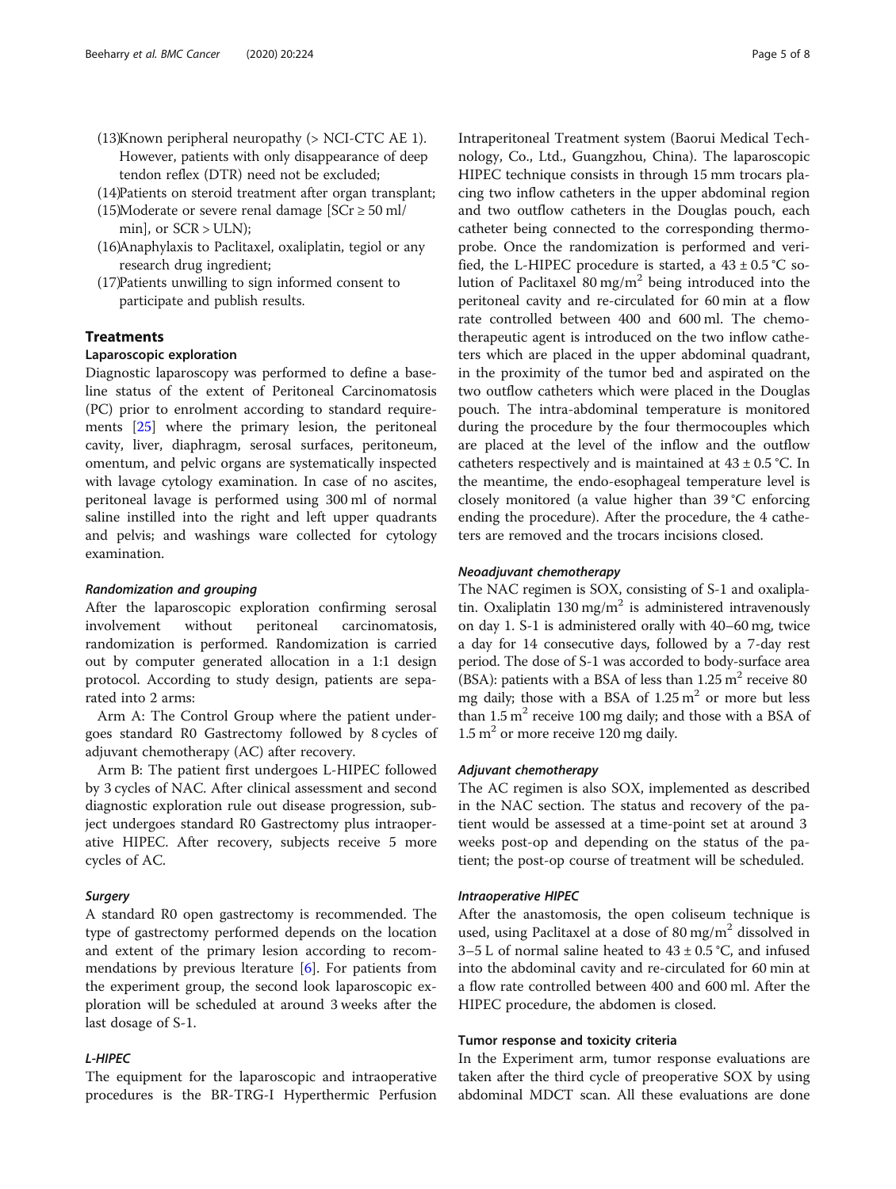(13)Known peripheral neuropathy (> NCI-CTC AE 1). However, patients with only disappearance of deep tendon reflex (DTR) need not be excluded;

(14)Patients on steroid treatment after organ transplant;

(15)Moderate or severe renal damage [SCr ≥ 50 ml/min], or SCR > ULN);

(16)Anaphylaxis to Paclitaxel, oxaliplatin, tegiol or any research drug ingredient;

(17)Patients unwilling to sign informed consent to participate and publish results.

## Treatments

### Laparoscopic exploration

Diagnostic laparoscopy was performed to define a baseline status of the extent of Peritoneal Carcinomatosis (PC) prior to enrolment according to standard requirements [25] where the primary lesion, the peritoneal cavity, liver, diaphragm, serosal surfaces, peritoneum, omentum, and pelvic organs are systematically inspected with lavage cytology examination. In case of no ascites, peritoneal lavage is performed using 300 ml of normal saline instilled into the right and left upper quadrants and pelvis; and washings ware collected for cytology examination.

#### *Randomization and grouping*

After the laparoscopic exploration confirming serosal involvement without peritoneal carcinomatosis, randomization is performed. Randomization is carried out by computer generated allocation in a 1:1 design protocol. According to study design, patients are separated into 2 arms:

Arm A: The Control Group where the patient undergoes standard R0 Gastrectomy followed by 8 cycles of adjuvant chemotherapy (AC) after recovery.

Arm B: The patient first undergoes L-HIPEC followed by 3 cycles of NAC. After clinical assessment and second diagnostic exploration rule out disease progression, subject undergoes standard R0 Gastrectomy plus intraoperative HIPEC. After recovery, subjects receive 5 more cycles of AC.

#### *Surgery*

A standard R0 open gastrectomy is recommended. The type of gastrectomy performed depends on the location and extent of the primary lesion according to recommendations by previous lterature [6]. For patients from the experiment group, the second look laparoscopic exploration will be scheduled at around 3 weeks after the last dosage of S-1.

#### *L-HIPEC*

The equipment for the laparoscopic and intraoperative procedures is the BR-TRG-I Hyperthermic Perfusion Intraperitoneal Treatment system (Baorui Medical Technology, Co., Ltd., Guangzhou, China). The laparoscopic HIPEC technique consists in through 15 mm trocars placing two inflow catheters in the upper abdominal region and two outflow catheters in the Douglas pouch, each catheter being connected to the corresponding thermoprobe. Once the randomization is performed and verified, the L-HIPEC procedure is started, a 43 ± 0.5 °C solution of Paclitaxel 80 mg/m$^2$ being introduced into the peritoneal cavity and re-circulated for 60 min at a flow rate controlled between 400 and 600 ml. The chemotherapeutic agent is introduced on the two inflow catheters which are placed in the upper abdominal quadrant, in the proximity of the tumor bed and aspirated on the two outflow catheters which were placed in the Douglas pouch. The intra-abdominal temperature is monitored during the procedure by the four thermocouples which are placed at the level of the inflow and the outflow catheters respectively and is maintained at 43 ± 0.5 °C. In the meantime, the endo-esophageal temperature level is closely monitored (a value higher than 39 °C enforcing ending the procedure). After the procedure, the 4 catheters are removed and the trocars incisions closed.

#### *Neoadjuvant chemotherapy*

The NAC regimen is SOX, consisting of S-1 and oxaliplatin. Oxaliplatin 130 mg/m$^2$ is administered intravenously on day 1. S-1 is administered orally with 40–60 mg, twice a day for 14 consecutive days, followed by a 7-day rest period. The dose of S-1 was accorded to body-surface area (BSA): patients with a BSA of less than 1.25 m$^2$ receive 80 mg daily; those with a BSA of 1.25 m$^2$ or more but less than 1.5 m$^2$ receive 100 mg daily; and those with a BSA of 1.5 m$^2$ or more receive 120 mg daily.

#### *Adjuvant chemotherapy*

The AC regimen is also SOX, implemented as described in the NAC section. The status and recovery of the patient would be assessed at a time-point set at around 3 weeks post-op and depending on the status of the patient; the post-op course of treatment will be scheduled.

#### *Intraoperative HIPEC*

After the anastomosis, the open coliseum technique is used, using Paclitaxel at a dose of 80 mg/m$^2$ dissolved in 3–5 L of normal saline heated to 43 ± 0.5 °C, and infused into the abdominal cavity and re-circulated for 60 min at a flow rate controlled between 400 and 600 ml. After the HIPEC procedure, the abdomen is closed.

### Tumor response and toxicity criteria

In the Experiment arm, tumor response evaluations are taken after the third cycle of preoperative SOX by using abdominal MDCT scan. All these evaluations are done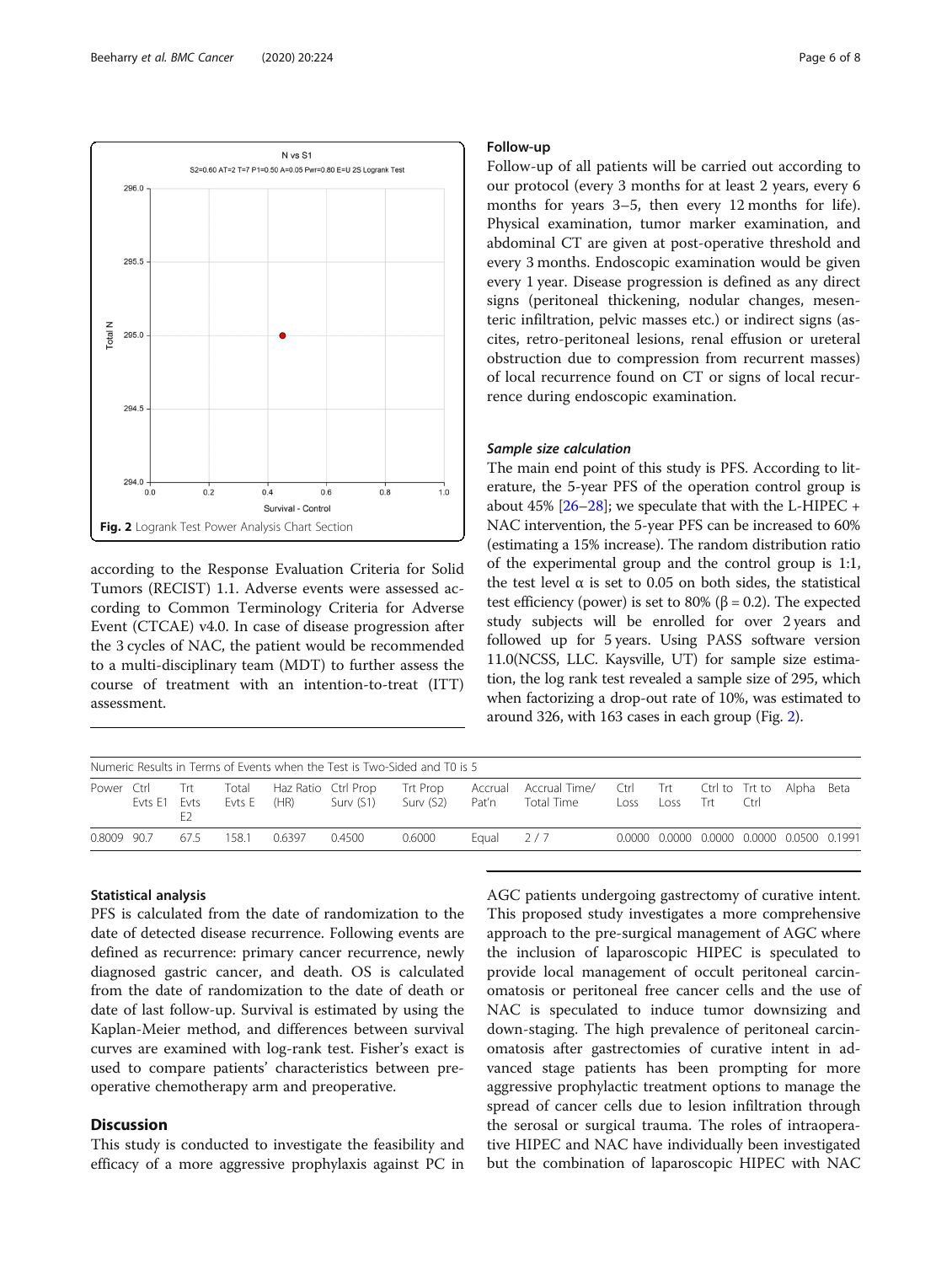Fig. 2 Logrank Test Power Analysis Chart Section

according to the Response Evaluation Criteria for Solid Tumors (RECIST) 1.1. Adverse events were assessed according to Common Terminology Criteria for Adverse Event (CTCAE) v4.0. In case of disease progression after the 3 cycles of NAC, the patient would be recommended to a multi-disciplinary team (MDT) to further assess the course of treatment with an intention-to-treat (ITT) assessment.

### Follow-up

Follow-up of all patients will be carried out according to our protocol (every 3 months for at least 2 years, every 6 months for years 3–5, then every 12 months for life). Physical examination, tumor marker examination, and abdominal CT are given at post-operative threshold and every 3 months. Endoscopic examination would be given every 1 year. Disease progression is defined as any direct signs (peritoneal thickening, nodular changes, mesenteric infiltration, pelvic masses etc.) or indirect signs (ascites, retro-peritoneal lesions, renal effusion or ureteral obstruction due to compression from recurrent masses) of local recurrence found on CT or signs of local recurrence during endoscopic examination.

#### *Sample size calculation*

The main end point of this study is PFS. According to literature, the 5-year PFS of the operation control group is about 45% [26–28]; we speculate that with the L-HIPEC + NAC intervention, the 5-year PFS can be increased to 60% (estimating a 15% increase). The random distribution ratio of the experimental group and the control group is 1:1, the test level α is set to 0.05 on both sides, the statistical test efficiency (power) is set to 80% (β = 0.2). The expected study subjects will be enrolled for over 2 years and followed up for 5 years. Using PASS software version 11.0(NCSS, LLC. Kaysville, UT) for sample size estimation, the log rank test revealed a sample size of 295, which when factorizing a drop-out rate of 10%, was estimated to around 326, with 163 cases in each group (Fig. 2).

Numeric Results in Terms of Events when the Test is Two-Sided and T0 is 5

| Power | Ctrl Evts E1 | Trt Evts E2 | Total Evts E | Haz Ratio (HR) | Ctrl Prop Surv (S1) | Trt Prop Surv (S2) | Accrual Pat'n | Accrual Time/ Total Time | Ctrl Loss | Trt Loss | Ctrl to Trt | Trt to Ctrl | Alpha | Beta |
|---|---|---|---|---|---|---|---|---|---|---|---|---|---|---|
| 0.8009 | 90.7 | 67.5 | 158.1 | 0.6397 | 0.4500 | 0.6000 | Equal | 2 / 7 | 0.0000 | 0.0000 | 0.0000 | 0.0000 | 0.0500 | 0.1991 |

### Statistical analysis

PFS is calculated from the date of randomization to the date of detected disease recurrence. Following events are defined as recurrence: primary cancer recurrence, newly diagnosed gastric cancer, and death. OS is calculated from the date of randomization to the date of death or date of last follow-up. Survival is estimated by using the Kaplan-Meier method, and differences between survival curves are examined with log-rank test. Fisher's exact is used to compare patients' characteristics between preoperative chemotherapy arm and preoperative.

## Discussion

This study is conducted to investigate the feasibility and efficacy of a more aggressive prophylaxis against PC in AGC patients undergoing gastrectomy of curative intent. This proposed study investigates a more comprehensive approach to the pre-surgical management of AGC where the inclusion of laparoscopic HIPEC is speculated to provide local management of occult peritoneal carcinomatosis or peritoneal free cancer cells and the use of NAC is speculated to induce tumor downsizing and down-staging. The high prevalence of peritoneal carcinomatosis after gastrectomies of curative intent in advanced stage patients has been prompting for more aggressive prophylactic treatment options to manage the spread of cancer cells due to lesion infiltration through the serosal or surgical trauma. The roles of intraoperative HIPEC and NAC have individually been investigated but the combination of laparoscopic HIPEC with NAC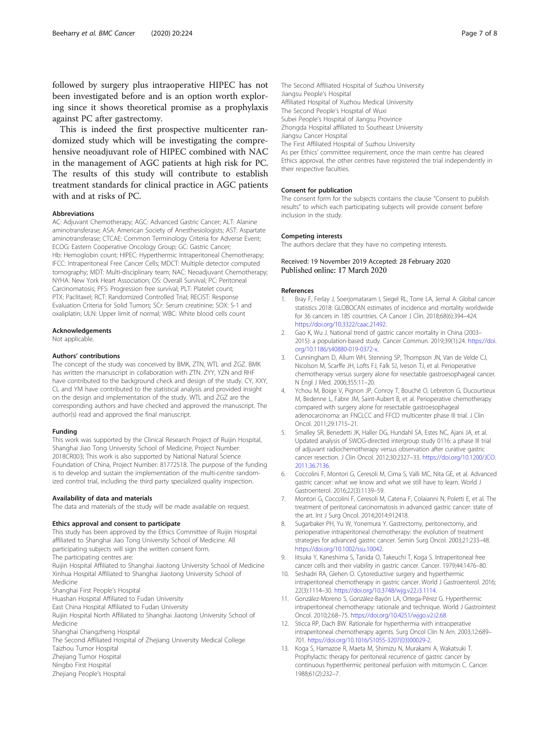followed by surgery plus intraoperative HIPEC has not been investigated before and is an option worth exploring since it shows theoretical promise as a prophylaxis against PC after gastrectomy.

This is indeed the first prospective multicenter randomized study which will be investigating the comprehensive neoadjuvant role of HIPEC combined with NAC in the management of AGC patients at high risk for PC. The results of this study will contribute to establish treatment standards for clinical practice in AGC patients with and at risks of PC.

#### Abbreviations

AC: Adjuvant Chemotherapy; AGC: Advanced Gastric Cancer; ALT: Alanine aminotransferase; ASA: American Society of Anesthesiologists; AST: Aspartate aminotransferase; CTCAE: Common Terminology Criteria for Adverse Event; ECOG: Eastern Cooperative Oncology Group; GC: Gastric Cancer; Hb: Hemoglobin count; HIPEC: Hyperthermic Intraperitoneal Chemotherapy; IFCC: Intraperitoneal Free Cancer Cells; MDCT: Multiple detector computed tomography; MDT: Multi-disciplinary team; NAC: Neoadjuvant Chemotherapy; NYHA: New York Heart Association; OS: Overall Survival; PC: Peritoneal Carcinomatosis; PFS: Progression free survival; PLT: Platelet count; PTX: Paclitaxel; RCT: Randomized Controlled Trial; RECIST: Response Evaluation Criteria for Solid Tumors; SCr: Serum creatinine; SOX: S-1 and oxaliplatin; ULN: Upper limit of normal; WBC: White blood cells count

#### Acknowledgements

Not applicable.

#### Authors' contributions

The concept of the study was conceived by BMK, ZTN, WTL and ZGZ. BMK has written the manuscript in collaboration with ZTN. ZYY, YZN and RHF have contributed to the background check and design of the study. CY, XXY, CL and YM have contributed to the statistical analysis and provided insight on the design and implementation of the study. WTL and ZGZ are the corresponding authors and have checked and approved the manuscript. The author(s) read and approved the final manuscript.

#### Funding

This work was supported by the Clinical Research Project of Ruijin Hospital, Shanghai Jiao Tong University School of Medicine, Project Number: 2018CR003; This work is also supported by National Natural Science Foundation of China, Project Number: 81772518. The purpose of the funding is to develop and sustain the implementation of the multi-centre randomized control trial, including the third party specialized quality inspection.

#### Availability of data and materials

The data and materials of the study will be made available on request.

#### Ethics approval and consent to participate

This study has been approved by the Ethics Committee of Ruijin Hospital affiliated to Shanghai Jiao Tong University School of Medicine. All participating subjects will sign the written consent form.
The participating centres are:
Ruijin Hospital Affiliated to Shanghai Jiaotong University School of Medicine
Xinhua Hospital Affiliated to Shanghai Jiaotong University School of Medicine
Shanghai First People's Hospital
Huashan Hospital Affiliated to Fudan University
East China Hospital Affiliated to Fudan University
Ruijin Hospital North Affiliated to Shanghai Jiaotong University School of Medicine
Shanghai Changzheng Hospital
The Second Affiliated Hospital of Zhejiang University Medical College
Taizhou Tumor Hospital
Zhejiang Tumor Hospital
Ningbo First Hospital
Zhejiang People's Hospital
The Second Affiliated Hospital of Suzhou University
Jiangsu People's Hospital
Affiliated Hospital of Xuzhou Medical University
The Second People's Hospital of Wuxi
Subei People's Hospital of Jiangsu Province
Zhongda Hospital affiliated to Southeast University
Jiangsu Cancer Hospital
The First Affiliated Hospital of Suzhou University
As per Ethics' committee requirement, once the main centre has cleared Ethics approval, the other centres have registered the trial independently in their respective faculties.

#### Consent for publication

The consent form for the subjects contains the clause "Consent to publish results" to which each participating subjects will provide consent before inclusion in the study.

#### Competing interests

The authors declare that they have no competing interests.

Received: 19 November 2019 Accepted: 28 February 2020
Published online: 17 March 2020

#### References

1. Bray F, Ferlay J, Soerjomataram I, Siegel RL, Torre LA, Jemal A. Global cancer statistics 2018: GLOBOCAN estimates of incidence and mortality worldwide for 36 cancers in 185 countries. CA Cancer J Clin. 2018;68(6):394–424. https://doi.org/10.3322/caac.21492.
2. Gao K, Wu J. National trend of gastric cancer mortality in China (2003–2015): a population-based study. Cancer Commun. 2019;39(1):24. https://doi.org/10.1186/s40880-019-0372-x.
3. Cunningham D, Allum WH, Stenning SP, Thompson JN, Van de Velde CJ, Nicolson M, Scarffe JH, Lofts FJ, Falk SJ, Iveson TJ, et al. Perioperative chemotherapy versus surgery alone for resectable gastroesophageal cancer. N Engl J Med. 2006;355:11–20.
4. Ychou M, Boige V, Pignon JP, Conroy T, Bouché O, Lebreton G, Ducourtieux M, Bedenne L, Fabre JM, Saint-Aubert B, et al. Perioperative chemotherapy compared with surgery alone for resectable gastroesophageal adenocarcinoma: an FNCLCC and FFCD multicenter phase III trial. J Clin Oncol. 2011;29:1715–21.
5. Smalley SR, Benedetti JK, Haller DG, Hundahl SA, Estes NC, Ajani JA, et al. Updated analysis of SWOG-directed intergroup study 0116: a phase III trial of adjuvant radiochemotherapy versus observation after curative gastric cancer resection. J Clin Oncol. 2012;30:2327–33. https://doi.org/10.1200/JCO.2011.36.7136.
6. Coccolini F, Montori G, Ceresoli M, Cima S, Valli MC, Nita GE, et al. Advanced gastric cancer: what we know and what we still have to learn. World J Gastroenterol. 2016;22(3):1139–59.
7. Montori G, Coccolini F, Ceresoli M, Catena F, Colaianni N, Poletti E, et al. The treatment of peritoneal carcinomatosis in advanced gastric cancer: state of the art. Int J Surg Oncol. 2014;2014:912418.
8. Sugarbaker PH, Yu W, Yonemura Y. Gastrectomy, peritonectomy, and perioperative intraperitoneal chemotherapy: the evolution of treatment strategies for advanced gastric cancer. Semin Surg Oncol. 2003;21:233–48. https://doi.org/10.1002/ssu.10042.
9. Iitsuka Y, Kaneshima S, Tanida O, Takeuchi T, Koga S. Intraperitoneal free cancer cells and their viability in gastric cancer. Cancer. 1979;44:1476–80.
10. Seshadri RA, Glehen O. Cytoreductive surgery and hyperthermic intraperitoneal chemotherapy in gastric cancer. World J Gastroenterol. 2016; 22(3):1114–30. https://doi.org/10.3748/wjg.v22.i3.1114.
11. González-Moreno S, González-Bayón LA, Ortega-Pérez G. Hyperthermic intraperitoneal chemotherapy: rationale and technique. World J Gastrointest Oncol. 2010;2:68–75. https://doi.org/10.4251/wjgo.v2.i2.68.
12. Sticca RP, Dach BW. Rationale for hyperthermia with intraoperative intraperitoneal chemotherapy agents. Surg Oncol Clin N Am. 2003;12:689–701. https://doi.org/10.1016/S1055-3207(03)00029-2.
13. Koga S, Hamazoe R, Maeta M, Shimizu N, Murakami A, Wakatsuki T. Prophylactic therapy for peritoneal recurrence of gastric cancer by continuous hyperthermic peritoneal perfusion with mitomycin C. Cancer. 1988;61(2):232–7.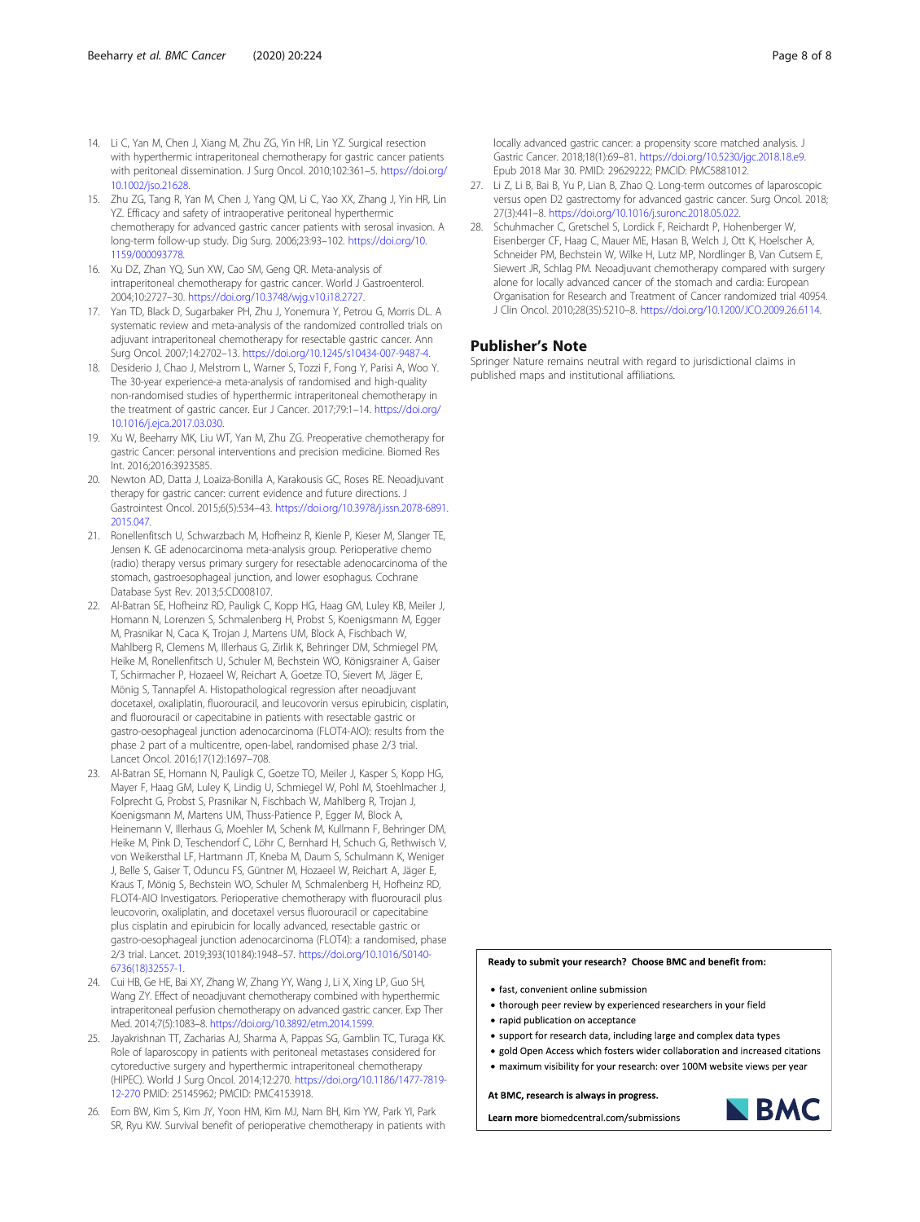14. Li C, Yan M, Chen J, Xiang M, Zhu ZG, Yin HR, Lin YZ. Surgical resection with hyperthermic intraperitoneal chemotherapy for gastric cancer patients with peritoneal dissemination. J Surg Oncol. 2010;102:361–5. https://doi.org/10.1002/jso.21628.
15. Zhu ZG, Tang R, Yan M, Chen J, Yang QM, Li C, Yao XX, Zhang J, Yin HR, Lin YZ. Efficacy and safety of intraoperative peritoneal hyperthermic chemotherapy for advanced gastric cancer patients with serosal invasion. A long-term follow-up study. Dig Surg. 2006;23:93–102. https://doi.org/10.1159/000093778.
16. Xu DZ, Zhan YQ, Sun XW, Cao SM, Geng QR. Meta-analysis of intraperitoneal chemotherapy for gastric cancer. World J Gastroenterol. 2004;10:2727–30. https://doi.org/10.3748/wjg.v10.i18.2727.
17. Yan TD, Black D, Sugarbaker PH, Zhu J, Yonemura Y, Petrou G, Morris DL. A systematic review and meta-analysis of the randomized controlled trials on adjuvant intraperitoneal chemotherapy for resectable gastric cancer. Ann Surg Oncol. 2007;14:2702–13. https://doi.org/10.1245/s10434-007-9487-4.
18. Desiderio J, Chao J, Melstrom L, Warner S, Tozzi F, Fong Y, Parisi A, Woo Y. The 30-year experience-a meta-analysis of randomised and high-quality non-randomised studies of hyperthermic intraperitoneal chemotherapy in the treatment of gastric cancer. Eur J Cancer. 2017;79:1–14. https://doi.org/10.1016/j.ejca.2017.03.030.
19. Xu W, Beeharry MK, Liu WT, Yan M, Zhu ZG. Preoperative chemotherapy for gastric Cancer: personal interventions and precision medicine. Biomed Res Int. 2016;2016:3923585.
20. Newton AD, Datta J, Loaiza-Bonilla A, Karakousis GC, Roses RE. Neoadjuvant therapy for gastric cancer: current evidence and future directions. J Gastrointest Oncol. 2015;6(5):534–43. https://doi.org/10.3978/j.issn.2078-6891.2015.047.
21. Ronellenfitsch U, Schwarzbach M, Hofheinz R, Kienle P, Kieser M, Slanger TE, Jensen K. GE adenocarcinoma meta-analysis group. Perioperative chemo (radio) therapy versus primary surgery for resectable adenocarcinoma of the stomach, gastroesophageal junction, and lower esophagus. Cochrane Database Syst Rev. 2013;5:CD008107.
22. Al-Batran SE, Hofheinz RD, Pauligk C, Kopp HG, Haag GM, Luley KB, Meiler J, Homann N, Lorenzen S, Schmalenberg H, Probst S, Koenigsmann M, Egger M, Prasnikar N, Caca K, Trojan J, Martens UM, Block A, Fischbach W, Mahlberg R, Clemens M, Illerhaus G, Zirlik K, Behringer DM, Schmiegel PM, Heike M, Ronellenfitsch U, Schuler M, Bechstein WO, Königsrainer A, Gaiser T, Schirmacher P, Hozaeel W, Reichart A, Goetze TO, Sievert M, Jäger E, Mönig S, Tannapfel A. Histopathological regression after neoadjuvant docetaxel, oxaliplatin, fluorouracil, and leucovorin versus epirubicin, cisplatin, and fluorouracil or capecitabine in patients with resectable gastric or gastro-oesophageal junction adenocarcinoma (FLOT4-AIO): results from the phase 2 part of a multicentre, open-label, randomised phase 2/3 trial. Lancet Oncol. 2016;17(12):1697–708.
23. Al-Batran SE, Homann N, Pauligk C, Goetze TO, Meiler J, Kasper S, Kopp HG, Mayer F, Haag GM, Luley K, Lindig U, Schmiegel W, Pohl M, Stoehlmacher J, Folprecht G, Probst S, Prasnikar N, Fischbach W, Mahlberg R, Trojan J, Koenigsmann M, Martens UM, Thuss-Patience P, Egger M, Block A, Heinemann V, Illerhaus G, Moehler M, Schenk M, Kullmann F, Behringer DM, Heike M, Pink D, Teschendorf C, Löhr C, Bernhard H, Schuch G, Rethwisch V, von Weikersthal LF, Hartmann JT, Kneba M, Daum S, Schulmann K, Weniger J, Belle S, Gaiser T, Oduncu FS, Güntner M, Hozaeel W, Reichart A, Jäger E, Kraus T, Mönig S, Bechstein WO, Schuler M, Schmalenberg H, Hofheinz RD, FLOT4-AIO Investigators. Perioperative chemotherapy with fluorouracil plus leucovorin, oxaliplatin, and docetaxel versus fluorouracil or capecitabine plus cisplatin and epirubicin for locally advanced, resectable gastric or gastro-oesophageal junction adenocarcinoma (FLOT4): a randomised, phase 2/3 trial. Lancet. 2019;393(10184):1948–57. https://doi.org/10.1016/S0140-6736(18)32557-1.
24. Cui HB, Ge HE, Bai XY, Zhang W, Zhang YY, Wang J, Li X, Xing LP, Guo SH, Wang ZY. Effect of neoadjuvant chemotherapy combined with hyperthermic intraperitoneal perfusion chemotherapy on advanced gastric cancer. Exp Ther Med. 2014;7(5):1083–8. https://doi.org/10.3892/etm.2014.1599.
25. Jayakrishnan TT, Zacharias AJ, Sharma A, Pappas SG, Gamblin TC, Turaga KK. Role of laparoscopy in patients with peritoneal metastases considered for cytoreductive surgery and hyperthermic intraperitoneal chemotherapy (HIPEC). World J Surg Oncol. 2014;12:270. https://doi.org/10.1186/1477-7819-12-270 PMID: 25145962; PMCID: PMC4153918.
26. Eom BW, Kim S, Kim JY, Yoon HM, Kim MJ, Nam BH, Kim YW, Park YI, Park SR, Ryu KW. Survival benefit of perioperative chemotherapy in patients with locally advanced gastric cancer: a propensity score matched analysis. J Gastric Cancer. 2018;18(1):69–81. https://doi.org/10.5230/jgc.2018.18.e9. Epub 2018 Mar 30. PMID: 29629222; PMCID: PMC5881012.
27. Li Z, Li B, Bai B, Yu P, Lian B, Zhao Q. Long-term outcomes of laparoscopic versus open D2 gastrectomy for advanced gastric cancer. Surg Oncol. 2018; 27(3):441–8. https://doi.org/10.1016/j.suronc.2018.05.022.
28. Schuhmacher C, Gretschel S, Lordick F, Reichardt P, Hohenberger W, Eisenberger CF, Haag C, Mauer ME, Hasan B, Welch J, Ott K, Hoelscher A, Schneider PM, Bechstein W, Wilke H, Lutz MP, Nordlinger B, Van Cutsem E, Siewert JR, Schlag PM. Neoadjuvant chemotherapy compared with surgery alone for locally advanced cancer of the stomach and cardia: European Organisation for Research and Treatment of Cancer randomized trial 40954. J Clin Oncol. 2010;28(35):5210–8. https://doi.org/10.1200/JCO.2009.26.6114.

## Publisher's Note

Springer Nature remains neutral with regard to jurisdictional claims in published maps and institutional affiliations.

**Ready to submit your research? Choose BMC and benefit from:**

- fast, convenient online submission
- thorough peer review by experienced researchers in your field
- rapid publication on acceptance
- support for research data, including large and complex data types
- gold Open Access which fosters wider collaboration and increased citations
- maximum visibility for your research: over 100M website views per year

**At BMC, research is always in progress.**

**Learn more** biomedcentral.com/submissions